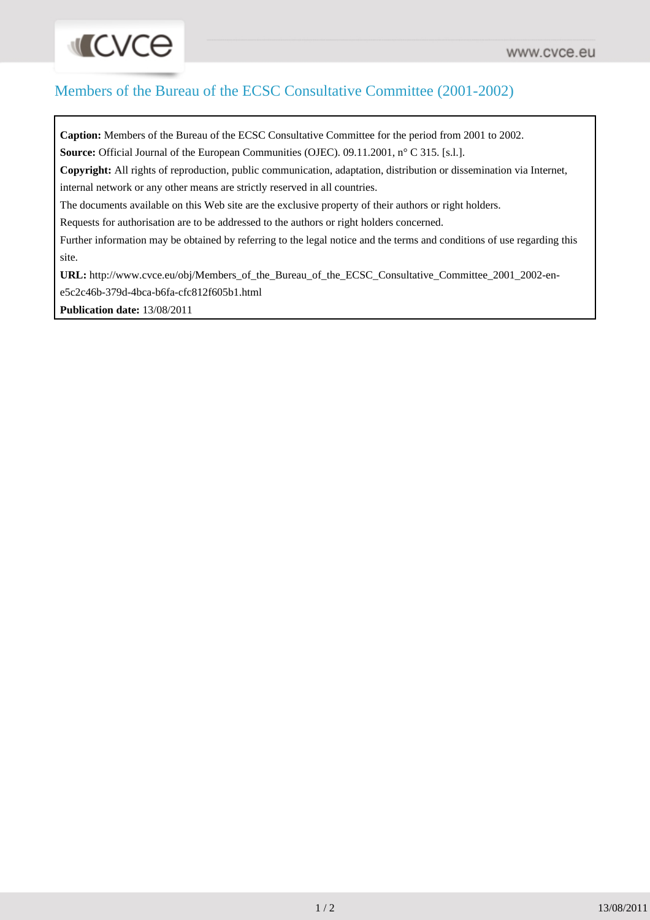# Members of the Bureau of the ECSC Consultative Committee (2001-2002)

**Caption:** Members of the Bureau of the ECSC Consultative Committee for the period from 2001 to 2002.

**Source:** Official Journal of the European Communities (OJEC). 09.11.2001, n° C 315. [s.l.].

**Copyright:** All rights of reproduction, public communication, adaptation, distribution or dissemination via Internet, internal network or any other means are strictly reserved in all countries.

The documents available on this Web site are the exclusive property of their authors or right holders.

Requests for authorisation are to be addressed to the authors or right holders concerned.

Further information may be obtained by referring to the legal notice and the terms and conditions of use regarding this site.

**URL:** http://www.cvce.eu/obj/Members_of_the_Bureau_of_the_ECSC_Consultative_Committee_2001_2002-en-e5c2c46b-379d-4bca-b6fa-cfc812f605b1.html

**Publication date:** 13/08/2011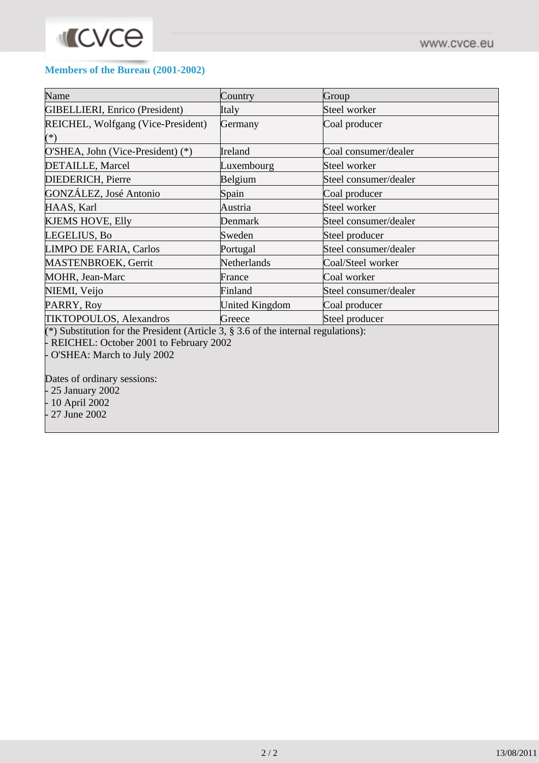### Members of the Bureau (2001-2002)

| Name | Country | Group |
|---|---|---|
| GIBELLIERI, Enrico (President) | Italy | Steel worker |
| REICHEL, Wolfgang (Vice-President) (*) | Germany | Coal producer |
| O'SHEA, John (Vice-President) (*) | Ireland | Coal consumer/dealer |
| DETAILLE, Marcel | Luxembourg | Steel worker |
| DIEDERICH, Pierre | Belgium | Steel consumer/dealer |
| GONZÁLEZ, José Antonio | Spain | Coal producer |
| HAAS, Karl | Austria | Steel worker |
| KJEMS HOVE, Elly | Denmark | Steel consumer/dealer |
| LEGELIUS, Bo | Sweden | Steel producer |
| LIMPO DE FARIA, Carlos | Portugal | Steel consumer/dealer |
| MASTENBROEK, Gerrit | Netherlands | Coal/Steel worker |
| MOHR, Jean-Marc | France | Coal worker |
| NIEMI, Veijo | Finland | Steel consumer/dealer |
| PARRY, Roy | United Kingdom | Coal producer |
| TIKTOPOULOS, Alexandros | Greece | Steel producer |

(*) Substitution for the President (Article 3, § 3.6 of the internal regulations):
- REICHEL: October 2001 to February 2002
- O'SHEA: March to July 2002

Dates of ordinary sessions:
- 25 January 2002
- 10 April 2002
- 27 June 2002